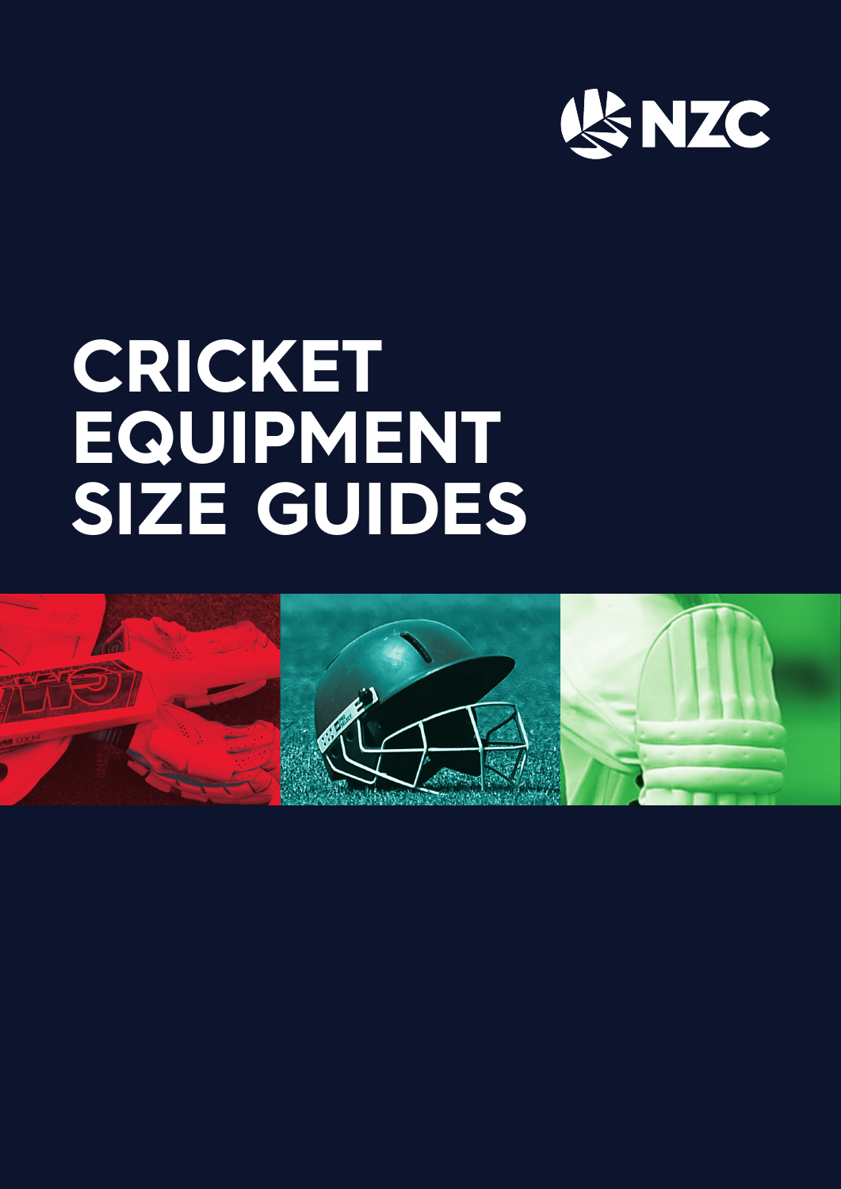NZC

# CRICKET EQUIPMENT SIZE GUIDES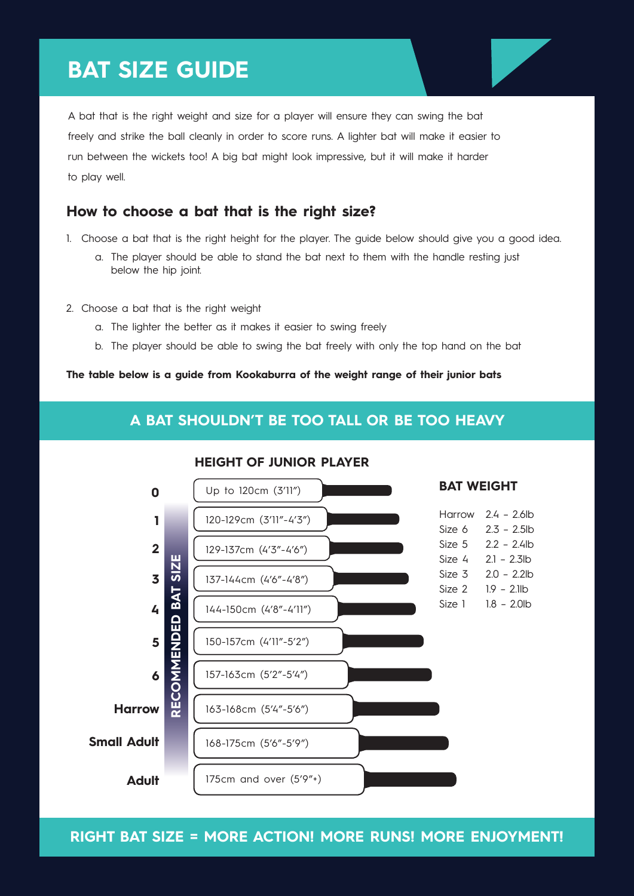# BAT SIZE GUIDE

A bat that is the right weight and size for a player will ensure they can swing the bat freely and strike the ball cleanly in order to score runs. A lighter bat will make it easier to run between the wickets too! A big bat might look impressive, but it will make it harder to play well.

## How to choose a bat that is the right size?

1. Choose a bat that is the right height for the player. The guide below should give you a good idea.
   a. The player should be able to stand the bat next to them with the handle resting just below the hip joint.

2. Choose a bat that is the right weight
   a. The lighter the better as it makes it easier to swing freely
   b. The player should be able to swing the bat freely with only the top hand on the bat

**The table below is a guide from Kookaburra of the weight range of their junior bats**

## A BAT SHOULDN'T BE TOO TALL OR BE TOO HEAVY

| RECOMMENDED BAT SIZE | HEIGHT OF JUNIOR PLAYER |
|---|---|
| 0 | Up to 120cm (3'11") |
| 1 | 120-129cm (3'11"-4'3") |
| 2 | 129-137cm (4'3"-4'6") |
| 3 | 137-144cm (4'6"-4'8") |
| 4 | 144-150cm (4'8"-4'11") |
| 5 | 150-157cm (4'11"-5'2") |
| 6 | 157-163cm (5'2"-5'4") |
| Harrow | 163-168cm (5'4"-5'6") |
| Small Adult | 168-175cm (5'6"-5'9") |
| Adult | 175cm and over (5'9"+) |

### BAT WEIGHT

| Size | Weight |
|---|---|
| Harrow | 2.4 – 2.6lb |
| Size 6 | 2.3 – 2.5lb |
| Size 5 | 2.2 – 2.4lb |
| Size 4 | 2.1 – 2.3lb |
| Size 3 | 2.0 – 2.2lb |
| Size 2 | 1.9 – 2.1lb |
| Size 1 | 1.8 – 2.0lb |

## RIGHT BAT SIZE = MORE ACTION! MORE RUNS! MORE ENJOYMENT!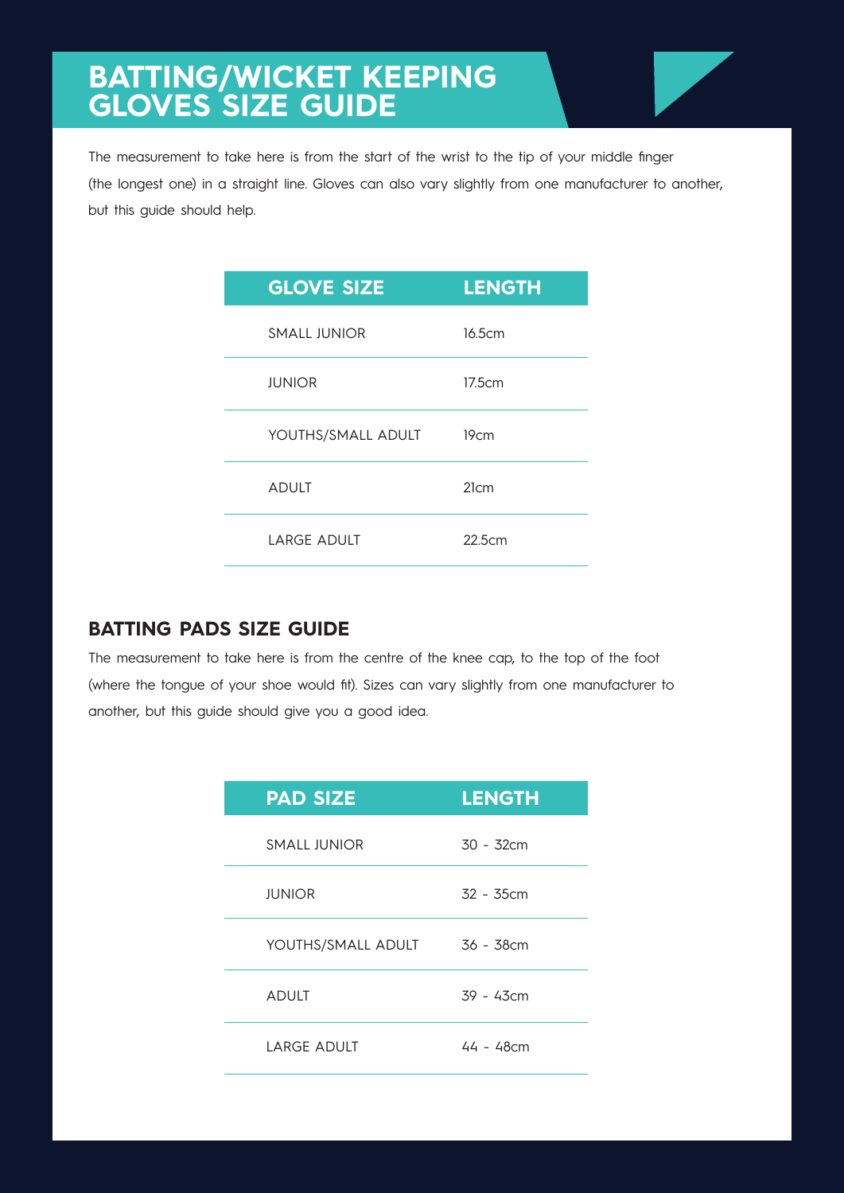# BATTING/WICKET KEEPING GLOVES SIZE GUIDE

The measurement to take here is from the start of the wrist to the tip of your middle finger (the longest one) in a straight line. Gloves can also vary slightly from one manufacturer to another, but this guide should help.

| GLOVE SIZE | LENGTH |
| --- | --- |
| SMALL JUNIOR | 16.5cm |
| JUNIOR | 17.5cm |
| YOUTHS/SMALL ADULT | 19cm |
| ADULT | 21cm |
| LARGE ADULT | 22.5cm |

## BATTING PADS SIZE GUIDE

The measurement to take here is from the centre of the knee cap, to the top of the foot (where the tongue of your shoe would fit). Sizes can vary slightly from one manufacturer to another, but this guide should give you a good idea.

| PAD SIZE | LENGTH |
| --- | --- |
| SMALL JUNIOR | 30 - 32cm |
| JUNIOR | 32 - 35cm |
| YOUTHS/SMALL ADULT | 36 - 38cm |
| ADULT | 39 - 43cm |
| LARGE ADULT | 44 - 48cm |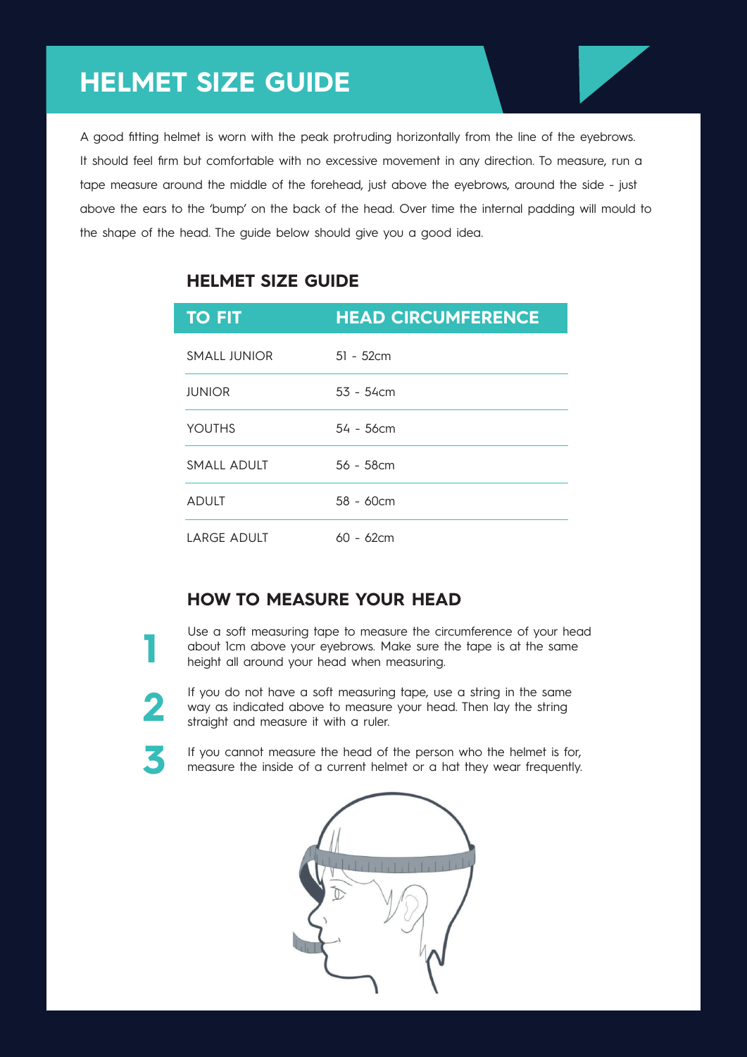# HELMET SIZE GUIDE

A good fitting helmet is worn with the peak protruding horizontally from the line of the eyebrows. It should feel firm but comfortable with no excessive movement in any direction. To measure, run a tape measure around the middle of the forehead, just above the eyebrows, around the side - just above the ears to the 'bump' on the back of the head. Over time the internal padding will mould to the shape of the head. The guide below should give you a good idea.

## HELMET SIZE GUIDE

| TO FIT | HEAD CIRCUMFERENCE |
| --- | --- |
| SMALL JUNIOR | 51 - 52cm |
| JUNIOR | 53 - 54cm |
| YOUTHS | 54 - 56cm |
| SMALL ADULT | 56 - 58cm |
| ADULT | 58 - 60cm |
| LARGE ADULT | 60 - 62cm |

## HOW TO MEASURE YOUR HEAD

1. Use a soft measuring tape to measure the circumference of your head about 1cm above your eyebrows. Make sure the tape is at the same height all around your head when measuring.
2. If you do not have a soft measuring tape, use a string in the same way as indicated above to measure your head. Then lay the string straight and measure it with a ruler.
3. If you cannot measure the head of the person who the helmet is for, measure the inside of a current helmet or a hat they wear frequently.